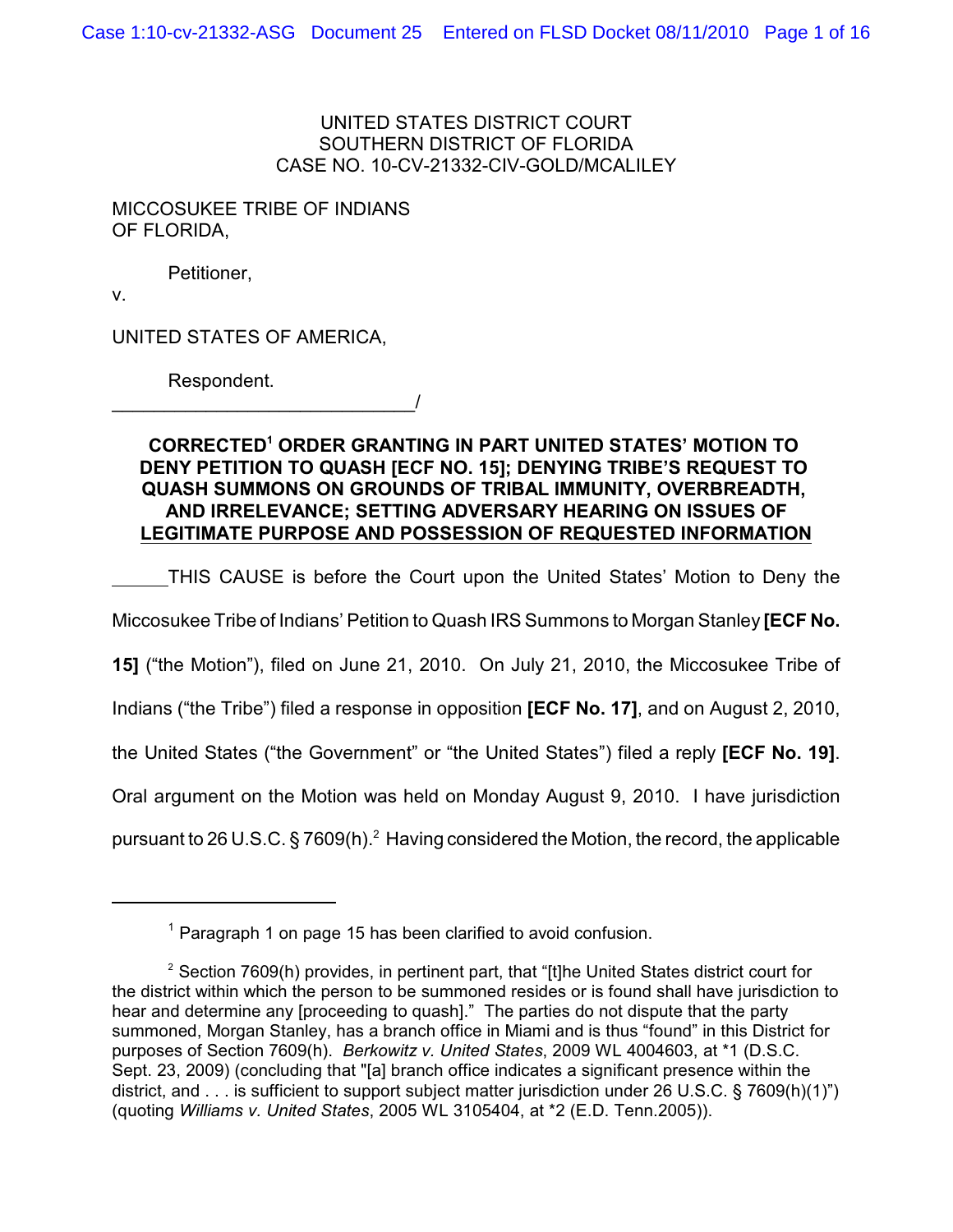UNITED STATES DISTRICT COURT
SOUTHERN DISTRICT OF FLORIDA
CASE NO. 10-CV-21332-CIV-GOLD/MCALILEY

MICCOSUKEE TRIBE OF INDIANS
OF FLORIDA,

Petitioner,

v.

UNITED STATES OF AMERICA,

Respondent.
_______________________________/

**CORRECTED[1] ORDER GRANTING IN PART UNITED STATES' MOTION TO DENY PETITION TO QUASH [ECF NO. 15]; DENYING TRIBE'S REQUEST TO QUASH SUMMONS ON GROUNDS OF TRIBAL IMMUNITY, OVERBREADTH, AND IRRELEVANCE; SETTING ADVERSARY HEARING ON ISSUES OF LEGITIMATE PURPOSE AND POSSESSION OF REQUESTED INFORMATION**

THIS CAUSE is before the Court upon the United States' Motion to Deny the Miccosukee Tribe of Indians' Petition to Quash IRS Summons to Morgan Stanley **[ECF No. 15]** ("the Motion"), filed on June 21, 2010. On July 21, 2010, the Miccosukee Tribe of Indians ("the Tribe") filed a response in opposition **[ECF No. 17]**, and on August 2, 2010, the United States ("the Government" or "the United States") filed a reply **[ECF No. 19]**. Oral argument on the Motion was held on Monday August 9, 2010. I have jurisdiction pursuant to 26 U.S.C. § 7609(h).[2] Having considered the Motion, the record, the applicable

---

[1] Paragraph 1 on page 15 has been clarified to avoid confusion.

[2] Section 7609(h) provides, in pertinent part, that "[t]he United States district court for the district within which the person to be summoned resides or is found shall have jurisdiction to hear and determine any [proceeding to quash]." The parties do not dispute that the party summoned, Morgan Stanley, has a branch office in Miami and is thus "found" in this District for purposes of Section 7609(h). *Berkowitz v. United States*, 2009 WL 4004603, at *1 (D.S.C. Sept. 23, 2009) (concluding that "[a] branch office indicates a significant presence within the district, and . . . is sufficient to support subject matter jurisdiction under 26 U.S.C. § 7609(h)(1)") (quoting *Williams v. United States*, 2005 WL 3105404, at *2 (E.D. Tenn.2005)).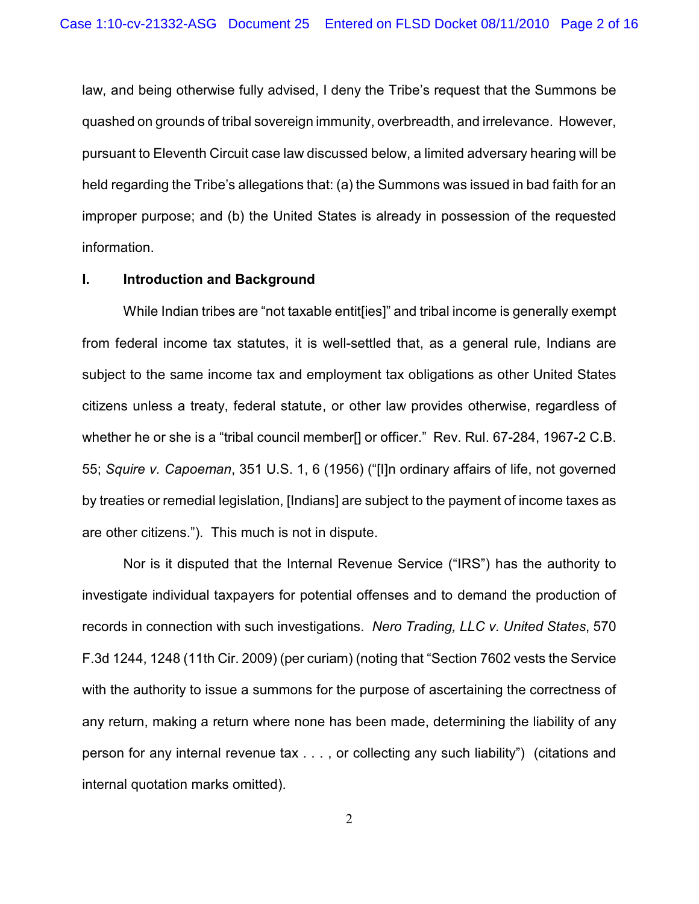law, and being otherwise fully advised, I deny the Tribe's request that the Summons be quashed on grounds of tribal sovereign immunity, overbreadth, and irrelevance. However, pursuant to Eleventh Circuit case law discussed below, a limited adversary hearing will be held regarding the Tribe's allegations that: (a) the Summons was issued in bad faith for an improper purpose; and (b) the United States is already in possession of the requested information.

## I. Introduction and Background

While Indian tribes are "not taxable entit[ies]" and tribal income is generally exempt from federal income tax statutes, it is well-settled that, as a general rule, Indians are subject to the same income tax and employment tax obligations as other United States citizens unless a treaty, federal statute, or other law provides otherwise, regardless of whether he or she is a "tribal council member[] or officer." Rev. Rul. 67-284, 1967-2 C.B. 55; *Squire v. Capoeman*, 351 U.S. 1, 6 (1956) ("[I]n ordinary affairs of life, not governed by treaties or remedial legislation, [Indians] are subject to the payment of income taxes as are other citizens."). This much is not in dispute.

Nor is it disputed that the Internal Revenue Service ("IRS") has the authority to investigate individual taxpayers for potential offenses and to demand the production of records in connection with such investigations. *Nero Trading, LLC v. United States*, 570 F.3d 1244, 1248 (11th Cir. 2009) (per curiam) (noting that "Section 7602 vests the Service with the authority to issue a summons for the purpose of ascertaining the correctness of any return, making a return where none has been made, determining the liability of any person for any internal revenue tax . . . , or collecting any such liability") (citations and internal quotation marks omitted).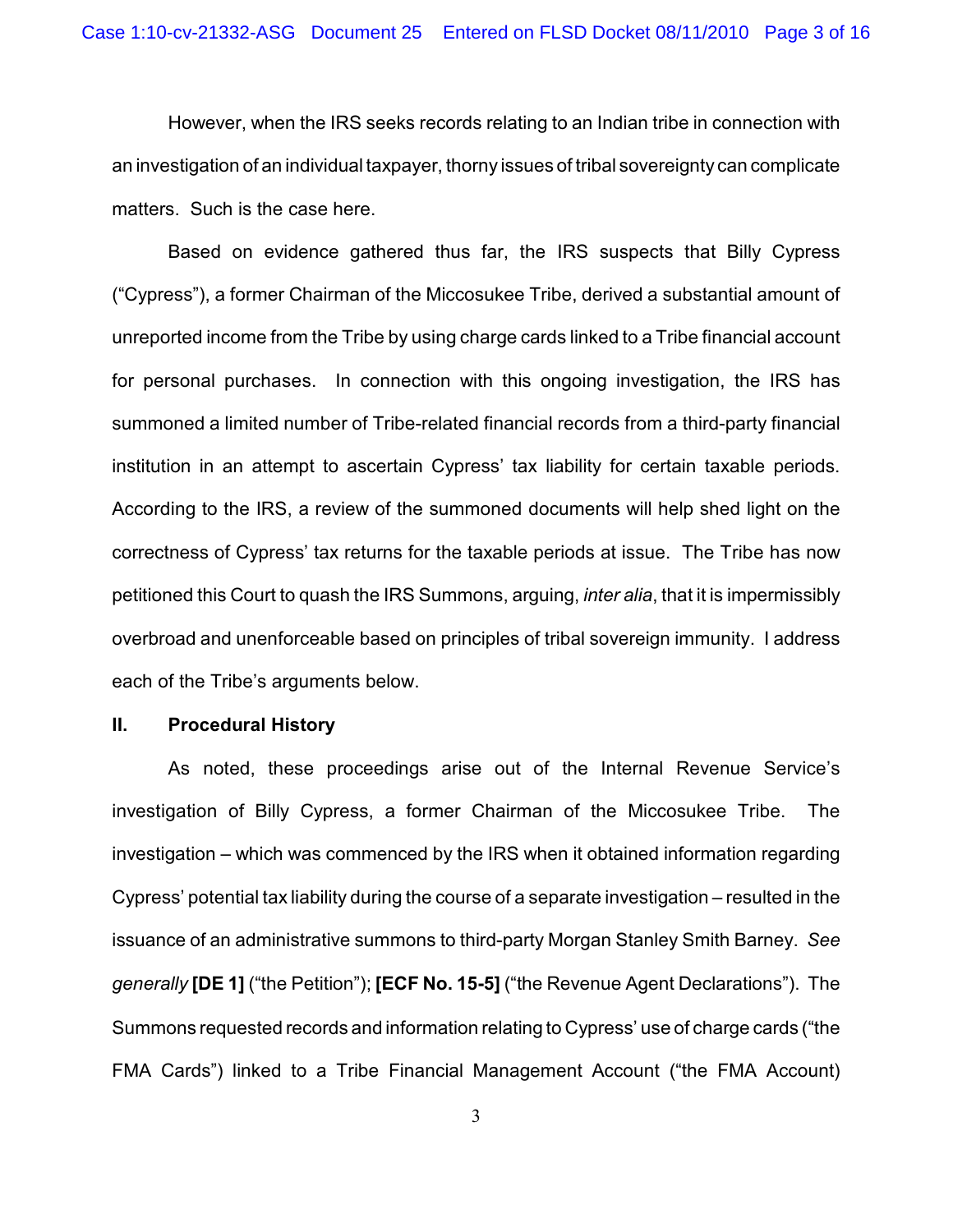However, when the IRS seeks records relating to an Indian tribe in connection with an investigation of an individual taxpayer, thorny issues of tribal sovereignty can complicate matters. Such is the case here.

Based on evidence gathered thus far, the IRS suspects that Billy Cypress ("Cypress"), a former Chairman of the Miccosukee Tribe, derived a substantial amount of unreported income from the Tribe by using charge cards linked to a Tribe financial account for personal purchases. In connection with this ongoing investigation, the IRS has summoned a limited number of Tribe-related financial records from a third-party financial institution in an attempt to ascertain Cypress' tax liability for certain taxable periods. According to the IRS, a review of the summoned documents will help shed light on the correctness of Cypress' tax returns for the taxable periods at issue. The Tribe has now petitioned this Court to quash the IRS Summons, arguing, *inter alia*, that it is impermissibly overbroad and unenforceable based on principles of tribal sovereign immunity. I address each of the Tribe's arguments below.

## II. Procedural History

As noted, these proceedings arise out of the Internal Revenue Service's investigation of Billy Cypress, a former Chairman of the Miccosukee Tribe. The investigation – which was commenced by the IRS when it obtained information regarding Cypress' potential tax liability during the course of a separate investigation – resulted in the issuance of an administrative summons to third-party Morgan Stanley Smith Barney. *See generally* **[DE 1]** ("the Petition"); **[ECF No. 15-5]** ("the Revenue Agent Declarations"). The Summons requested records and information relating to Cypress' use of charge cards ("the FMA Cards") linked to a Tribe Financial Management Account ("the FMA Account)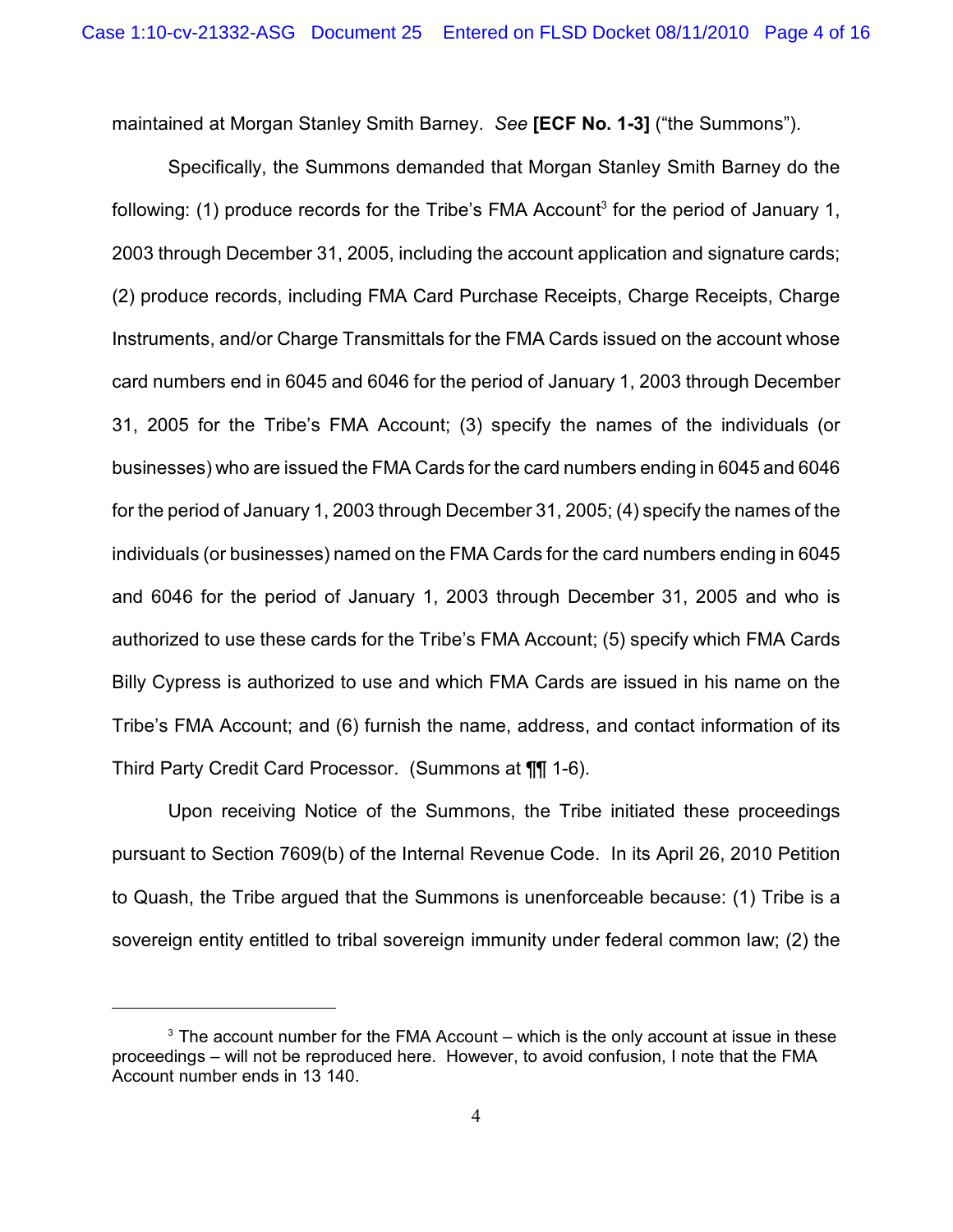maintained at Morgan Stanley Smith Barney. *See* **[ECF No. 1-3]** ("the Summons").

Specifically, the Summons demanded that Morgan Stanley Smith Barney do the following: (1) produce records for the Tribe's FMA Account[3] for the period of January 1, 2003 through December 31, 2005, including the account application and signature cards; (2) produce records, including FMA Card Purchase Receipts, Charge Receipts, Charge Instruments, and/or Charge Transmittals for the FMA Cards issued on the account whose card numbers end in 6045 and 6046 for the period of January 1, 2003 through December 31, 2005 for the Tribe's FMA Account; (3) specify the names of the individuals (or businesses) who are issued the FMA Cards for the card numbers ending in 6045 and 6046 for the period of January 1, 2003 through December 31, 2005; (4) specify the names of the individuals (or businesses) named on the FMA Cards for the card numbers ending in 6045 and 6046 for the period of January 1, 2003 through December 31, 2005 and who is authorized to use these cards for the Tribe's FMA Account; (5) specify which FMA Cards Billy Cypress is authorized to use and which FMA Cards are issued in his name on the Tribe's FMA Account; and (6) furnish the name, address, and contact information of its Third Party Credit Card Processor. (Summons at ¶¶ 1-6).

Upon receiving Notice of the Summons, the Tribe initiated these proceedings pursuant to Section 7609(b) of the Internal Revenue Code. In its April 26, 2010 Petition to Quash, the Tribe argued that the Summons is unenforceable because: (1) Tribe is a sovereign entity entitled to tribal sovereign immunity under federal common law; (2) the

---

[3] The account number for the FMA Account – which is the only account at issue in these proceedings – will not be reproduced here. However, to avoid confusion, I note that the FMA Account number ends in 13 140.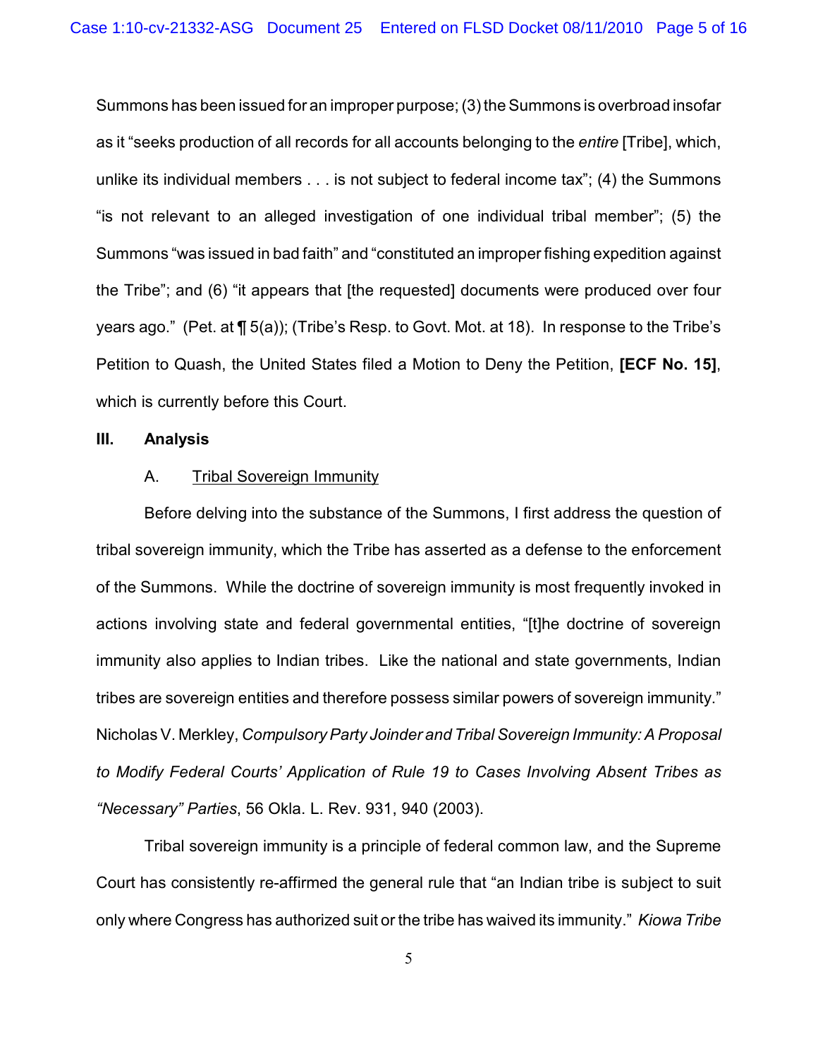Summons has been issued for an improper purpose; (3) the Summons is overbroad insofar as it "seeks production of all records for all accounts belonging to the *entire* [Tribe], which, unlike its individual members . . . is not subject to federal income tax"; (4) the Summons "is not relevant to an alleged investigation of one individual tribal member"; (5) the Summons "was issued in bad faith" and "constituted an improper fishing expedition against the Tribe"; and (6) "it appears that [the requested] documents were produced over four years ago." (Pet. at ¶ 5(a)); (Tribe's Resp. to Govt. Mot. at 18). In response to the Tribe's Petition to Quash, the United States filed a Motion to Deny the Petition, **[ECF No. 15]**, which is currently before this Court.

## III. Analysis

### A. Tribal Sovereign Immunity

Before delving into the substance of the Summons, I first address the question of tribal sovereign immunity, which the Tribe has asserted as a defense to the enforcement of the Summons. While the doctrine of sovereign immunity is most frequently invoked in actions involving state and federal governmental entities, "[t]he doctrine of sovereign immunity also applies to Indian tribes. Like the national and state governments, Indian tribes are sovereign entities and therefore possess similar powers of sovereign immunity." Nicholas V. Merkley, *Compulsory Party Joinder and Tribal Sovereign Immunity: A Proposal to Modify Federal Courts' Application of Rule 19 to Cases Involving Absent Tribes as "Necessary" Parties*, 56 Okla. L. Rev. 931, 940 (2003).

Tribal sovereign immunity is a principle of federal common law, and the Supreme Court has consistently re-affirmed the general rule that "an Indian tribe is subject to suit only where Congress has authorized suit or the tribe has waived its immunity." *Kiowa Tribe*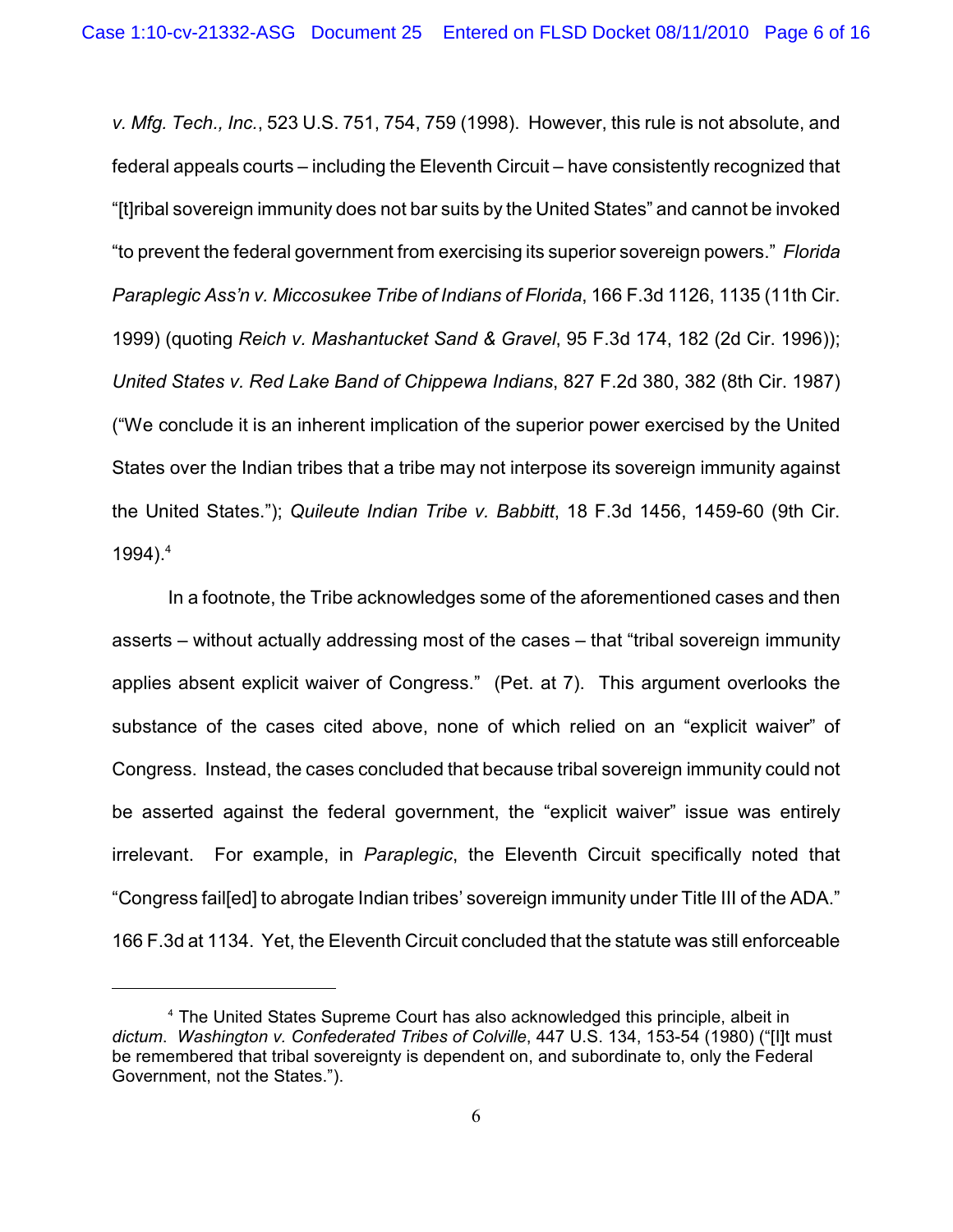*v. Mfg. Tech., Inc.*, 523 U.S. 751, 754, 759 (1998). However, this rule is not absolute, and federal appeals courts – including the Eleventh Circuit – have consistently recognized that "[t]ribal sovereign immunity does not bar suits by the United States" and cannot be invoked "to prevent the federal government from exercising its superior sovereign powers." *Florida Paraplegic Ass'n v. Miccosukee Tribe of Indians of Florida*, 166 F.3d 1126, 1135 (11th Cir. 1999) (quoting *Reich v. Mashantucket Sand & Gravel*, 95 F.3d 174, 182 (2d Cir. 1996)); *United States v. Red Lake Band of Chippewa Indians*, 827 F.2d 380, 382 (8th Cir. 1987) ("We conclude it is an inherent implication of the superior power exercised by the United States over the Indian tribes that a tribe may not interpose its sovereign immunity against the United States."); *Quileute Indian Tribe v. Babbitt*, 18 F.3d 1456, 1459-60 (9th Cir. 1994).[4]

In a footnote, the Tribe acknowledges some of the aforementioned cases and then asserts – without actually addressing most of the cases – that "tribal sovereign immunity applies absent explicit waiver of Congress." (Pet. at 7). This argument overlooks the substance of the cases cited above, none of which relied on an "explicit waiver" of Congress. Instead, the cases concluded that because tribal sovereign immunity could not be asserted against the federal government, the "explicit waiver" issue was entirely irrelevant. For example, in *Paraplegic*, the Eleventh Circuit specifically noted that "Congress fail[ed] to abrogate Indian tribes' sovereign immunity under Title III of the ADA." 166 F.3d at 1134. Yet, the Eleventh Circuit concluded that the statute was still enforceable

---

[4] The United States Supreme Court has also acknowledged this principle, albeit in *dictum*. *Washington v. Confederated Tribes of Colville*, 447 U.S. 134, 153-54 (1980) ("[I]t must be remembered that tribal sovereignty is dependent on, and subordinate to, only the Federal Government, not the States.").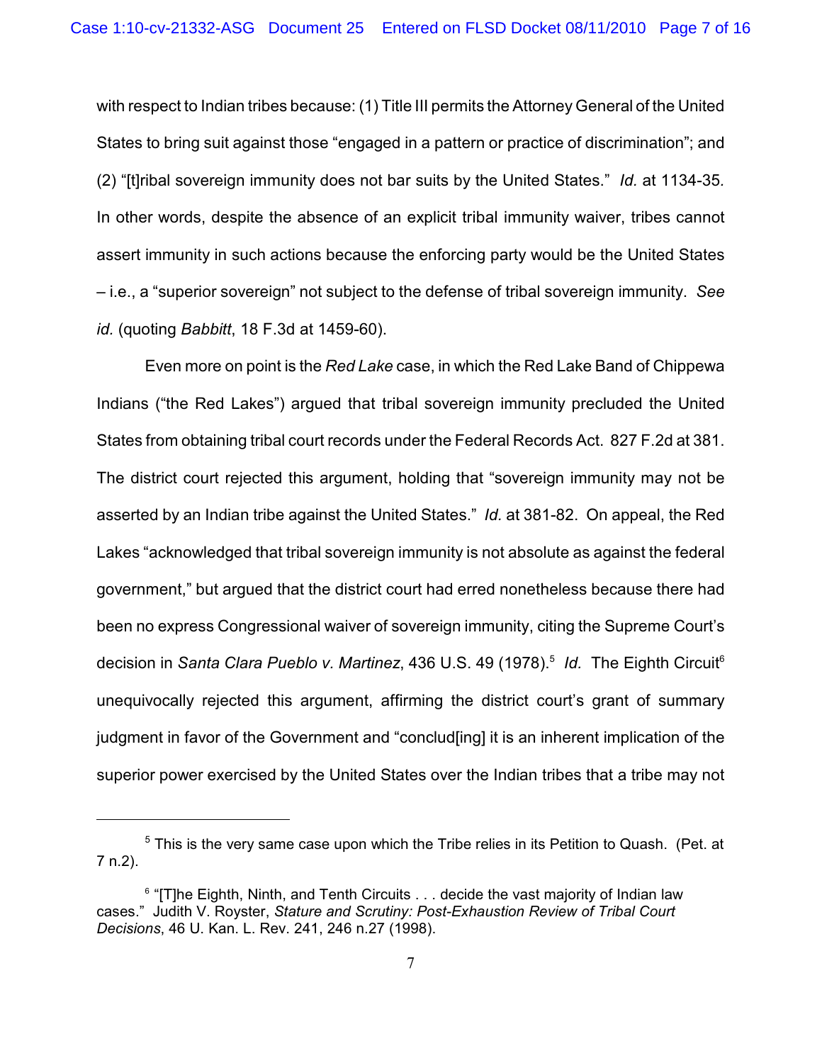with respect to Indian tribes because: (1) Title III permits the Attorney General of the United States to bring suit against those "engaged in a pattern or practice of discrimination"; and (2) "[t]ribal sovereign immunity does not bar suits by the United States." *Id.* at 1134-35. In other words, despite the absence of an explicit tribal immunity waiver, tribes cannot assert immunity in such actions because the enforcing party would be the United States – i.e., a "superior sovereign" not subject to the defense of tribal sovereign immunity. *See id.* (quoting *Babbitt*, 18 F.3d at 1459-60).

Even more on point is the *Red Lake* case, in which the Red Lake Band of Chippewa Indians ("the Red Lakes") argued that tribal sovereign immunity precluded the United States from obtaining tribal court records under the Federal Records Act. 827 F.2d at 381. The district court rejected this argument, holding that "sovereign immunity may not be asserted by an Indian tribe against the United States." *Id.* at 381-82. On appeal, the Red Lakes "acknowledged that tribal sovereign immunity is not absolute as against the federal government," but argued that the district court had erred nonetheless because there had been no express Congressional waiver of sovereign immunity, citing the Supreme Court's decision in *Santa Clara Pueblo v. Martinez*, 436 U.S. 49 (1978).[5] *Id.* The Eighth Circuit[6] unequivocally rejected this argument, affirming the district court's grant of summary judgment in favor of the Government and "conclud[ing] it is an inherent implication of the superior power exercised by the United States over the Indian tribes that a tribe may not

---

[5] This is the very same case upon which the Tribe relies in its Petition to Quash. (Pet. at 7 n.2).

[6] "[T]he Eighth, Ninth, and Tenth Circuits . . . decide the vast majority of Indian law cases." Judith V. Royster, *Stature and Scrutiny: Post-Exhaustion Review of Tribal Court Decisions*, 46 U. Kan. L. Rev. 241, 246 n.27 (1998).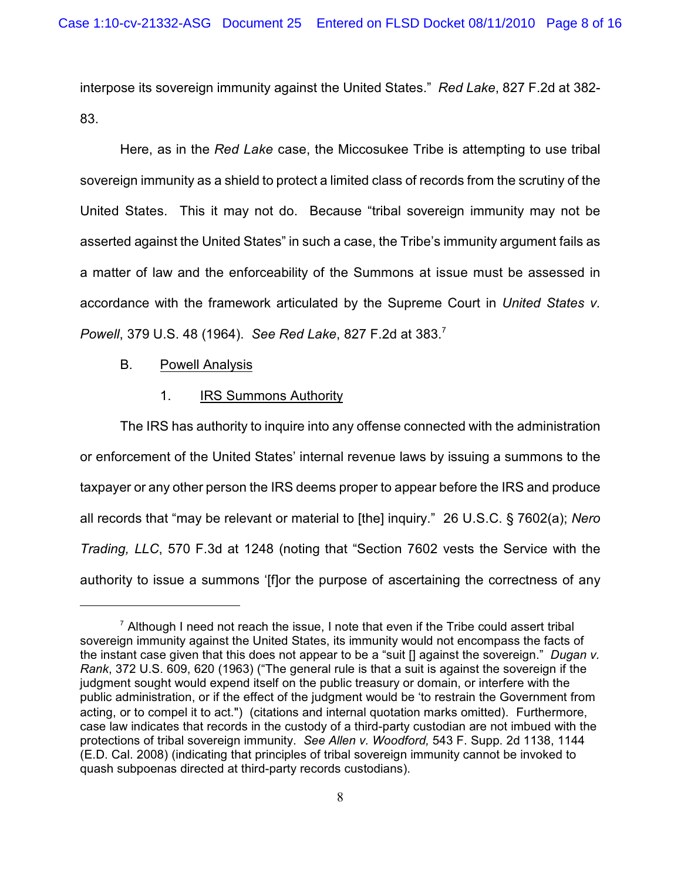interpose its sovereign immunity against the United States." *Red Lake*, 827 F.2d at 382-83.

Here, as in the *Red Lake* case, the Miccosukee Tribe is attempting to use tribal sovereign immunity as a shield to protect a limited class of records from the scrutiny of the United States. This it may not do. Because "tribal sovereign immunity may not be asserted against the United States" in such a case, the Tribe's immunity argument fails as a matter of law and the enforceability of the Summons at issue must be assessed in accordance with the framework articulated by the Supreme Court in *United States v. Powell*, 379 U.S. 48 (1964). *See Red Lake*, 827 F.2d at 383.[7]

B. Powell Analysis

1. IRS Summons Authority

The IRS has authority to inquire into any offense connected with the administration or enforcement of the United States' internal revenue laws by issuing a summons to the taxpayer or any other person the IRS deems proper to appear before the IRS and produce all records that "may be relevant or material to [the] inquiry." 26 U.S.C. § 7602(a); *Nero Trading, LLC*, 570 F.3d at 1248 (noting that "Section 7602 vests the Service with the authority to issue a summons '[f]or the purpose of ascertaining the correctness of any

---

[7] Although I need not reach the issue, I note that even if the Tribe could assert tribal sovereign immunity against the United States, its immunity would not encompass the facts of the instant case given that this does not appear to be a "suit [] against the sovereign." *Dugan v. Rank*, 372 U.S. 609, 620 (1963) ("The general rule is that a suit is against the sovereign if the judgment sought would expend itself on the public treasury or domain, or interfere with the public administration, or if the effect of the judgment would be 'to restrain the Government from acting, or to compel it to act.") (citations and internal quotation marks omitted). Furthermore, case law indicates that records in the custody of a third-party custodian are not imbued with the protections of tribal sovereign immunity. *See Allen v. Woodford,* 543 F. Supp. 2d 1138, 1144 (E.D. Cal. 2008) (indicating that principles of tribal sovereign immunity cannot be invoked to quash subpoenas directed at third-party records custodians).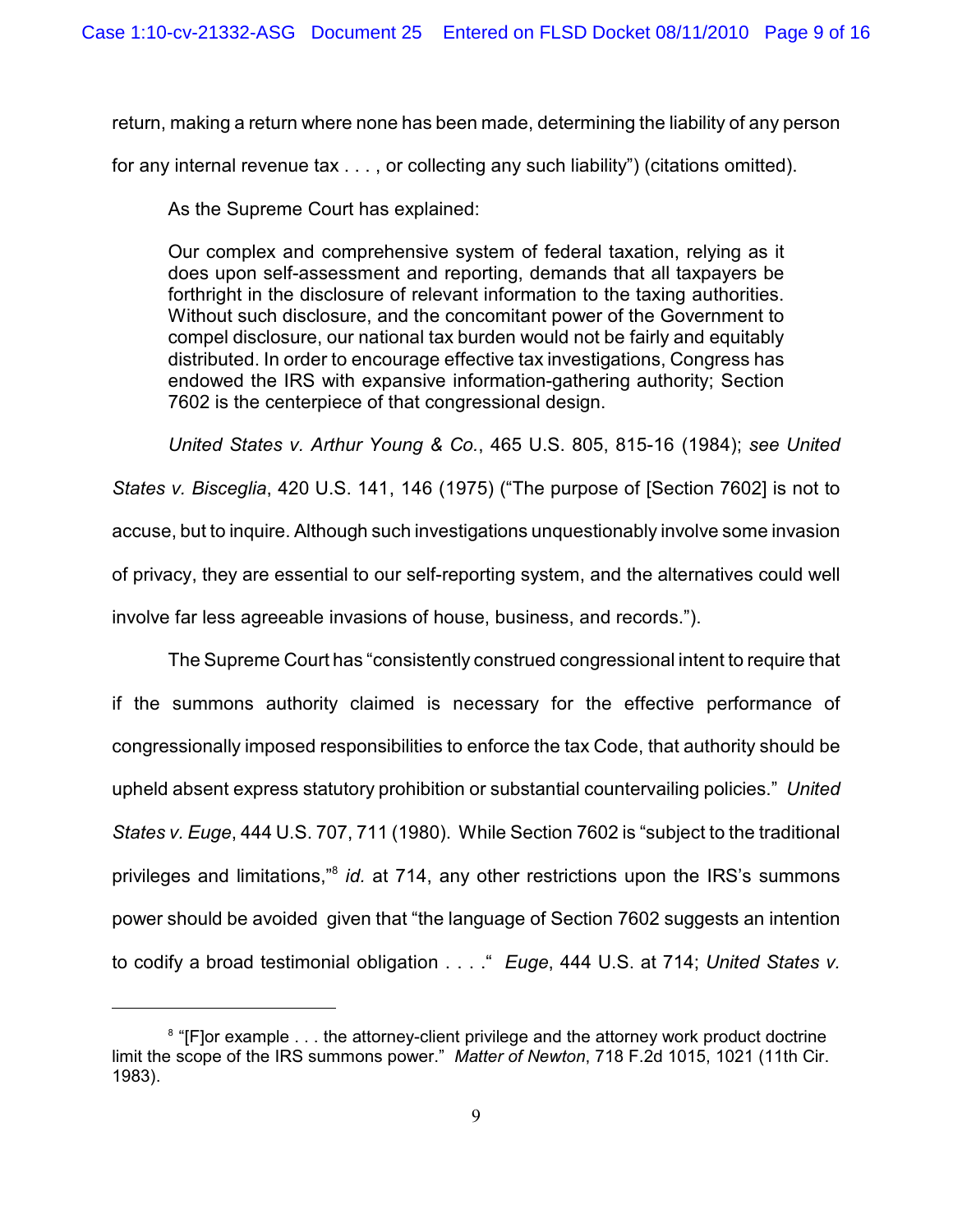return, making a return where none has been made, determining the liability of any person for any internal revenue tax . . . , or collecting any such liability") (citations omitted).

As the Supreme Court has explained:

> Our complex and comprehensive system of federal taxation, relying as it does upon self-assessment and reporting, demands that all taxpayers be forthright in the disclosure of relevant information to the taxing authorities. Without such disclosure, and the concomitant power of the Government to compel disclosure, our national tax burden would not be fairly and equitably distributed. In order to encourage effective tax investigations, Congress has endowed the IRS with expansive information-gathering authority; Section 7602 is the centerpiece of that congressional design.

*United States v. Arthur Young & Co.*, 465 U.S. 805, 815-16 (1984); *see United States v. Bisceglia*, 420 U.S. 141, 146 (1975) ("The purpose of [Section 7602] is not to accuse, but to inquire. Although such investigations unquestionably involve some invasion of privacy, they are essential to our self-reporting system, and the alternatives could well involve far less agreeable invasions of house, business, and records.").

The Supreme Court has "consistently construed congressional intent to require that if the summons authority claimed is necessary for the effective performance of congressionally imposed responsibilities to enforce the tax Code, that authority should be upheld absent express statutory prohibition or substantial countervailing policies." *United States v. Euge*, 444 U.S. 707, 711 (1980). While Section 7602 is "subject to the traditional privileges and limitations,"[8] *id.* at 714, any other restrictions upon the IRS's summons power should be avoided given that "the language of Section 7602 suggests an intention to codify a broad testimonial obligation . . . ." *Euge*, 444 U.S. at 714; *United States v.*

---

[8] "[F]or example . . . the attorney-client privilege and the attorney work product doctrine limit the scope of the IRS summons power." *Matter of Newton*, 718 F.2d 1015, 1021 (11th Cir. 1983).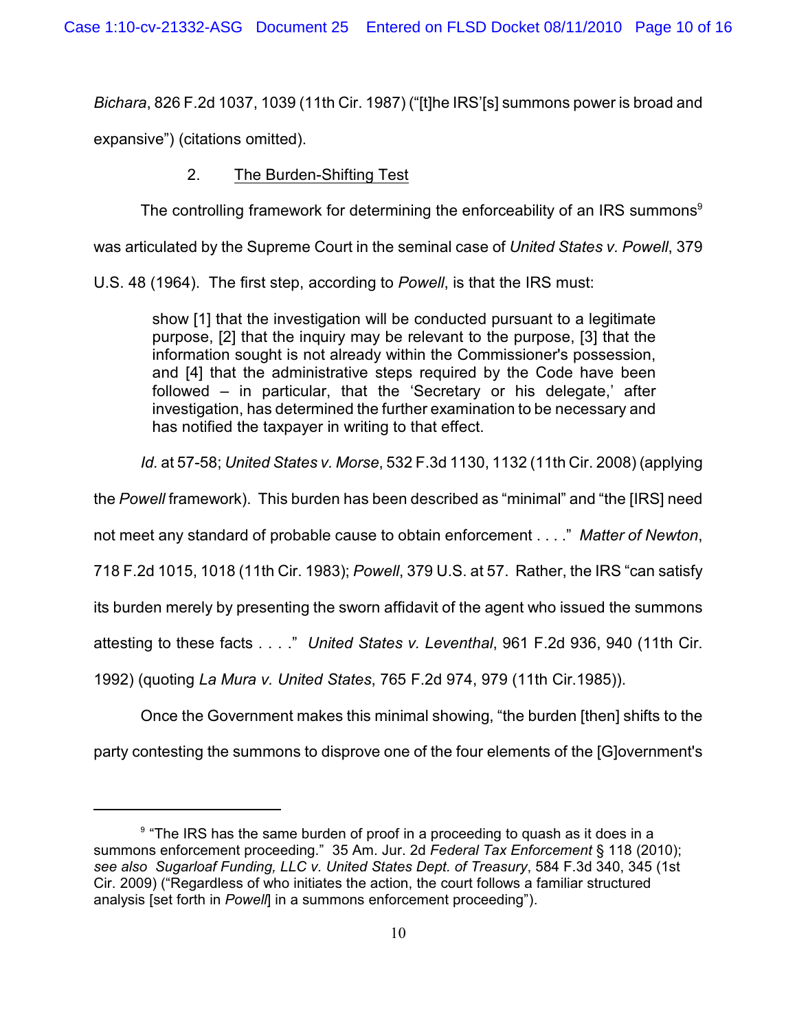*Bichara*, 826 F.2d 1037, 1039 (11th Cir. 1987) ("[t]he IRS'[s] summons power is broad and expansive") (citations omitted).

2. The Burden-Shifting Test

The controlling framework for determining the enforceability of an IRS summons[9] was articulated by the Supreme Court in the seminal case of *United States v. Powell*, 379 U.S. 48 (1964). The first step, according to *Powell*, is that the IRS must:

> show [1] that the investigation will be conducted pursuant to a legitimate purpose, [2] that the inquiry may be relevant to the purpose, [3] that the information sought is not already within the Commissioner's possession, and [4] that the administrative steps required by the Code have been followed – in particular, that the 'Secretary or his delegate,' after investigation, has determined the further examination to be necessary and has notified the taxpayer in writing to that effect.

*Id.* at 57-58; *United States v. Morse*, 532 F.3d 1130, 1132 (11th Cir. 2008) (applying the *Powell* framework). This burden has been described as "minimal" and "the [IRS] need not meet any standard of probable cause to obtain enforcement . . . ." *Matter of Newton*, 718 F.2d 1015, 1018 (11th Cir. 1983); *Powell*, 379 U.S. at 57. Rather, the IRS "can satisfy its burden merely by presenting the sworn affidavit of the agent who issued the summons attesting to these facts . . . ." *United States v. Leventhal*, 961 F.2d 936, 940 (11th Cir. 1992) (quoting *La Mura v. United States*, 765 F.2d 974, 979 (11th Cir.1985)).

Once the Government makes this minimal showing, "the burden [then] shifts to the party contesting the summons to disprove one of the four elements of the [G]overnment's

---

[9] "The IRS has the same burden of proof in a proceeding to quash as it does in a summons enforcement proceeding." 35 Am. Jur. 2d *Federal Tax Enforcement* § 118 (2010); *see also Sugarloaf Funding, LLC v. United States Dept. of Treasury*, 584 F.3d 340, 345 (1st Cir. 2009) ("Regardless of who initiates the action, the court follows a familiar structured analysis [set forth in *Powell*] in a summons enforcement proceeding").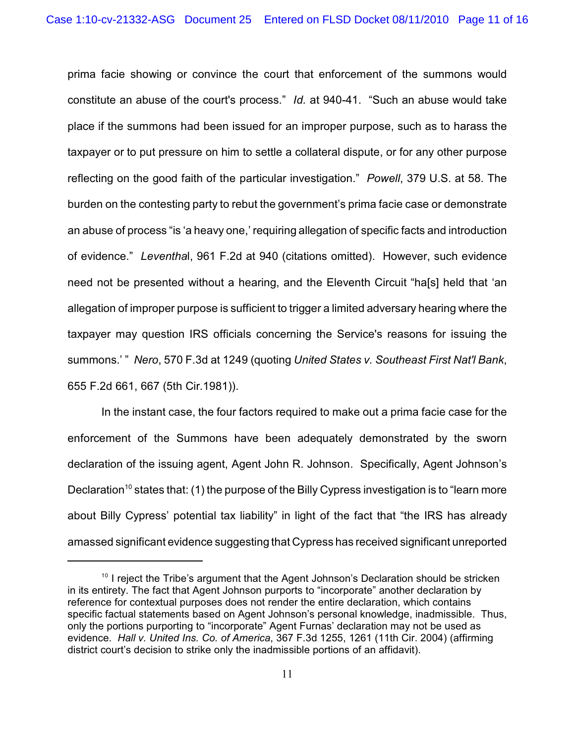prima facie showing or convince the court that enforcement of the summons would constitute an abuse of the court's process." *Id.* at 940-41. "Such an abuse would take place if the summons had been issued for an improper purpose, such as to harass the taxpayer or to put pressure on him to settle a collateral dispute, or for any other purpose reflecting on the good faith of the particular investigation." *Powell*, 379 U.S. at 58. The burden on the contesting party to rebut the government's prima facie case or demonstrate an abuse of process "is 'a heavy one,' requiring allegation of specific facts and introduction of evidence." *Leventha*l, 961 F.2d at 940 (citations omitted). However, such evidence need not be presented without a hearing, and the Eleventh Circuit "ha[s] held that 'an allegation of improper purpose is sufficient to trigger a limited adversary hearing where the taxpayer may question IRS officials concerning the Service's reasons for issuing the summons.' " *Nero*, 570 F.3d at 1249 (quoting *United States v. Southeast First Nat'l Bank*, 655 F.2d 661, 667 (5th Cir.1981)).

In the instant case, the four factors required to make out a prima facie case for the enforcement of the Summons have been adequately demonstrated by the sworn declaration of the issuing agent, Agent John R. Johnson. Specifically, Agent Johnson's Declaration[10] states that: (1) the purpose of the Billy Cypress investigation is to "learn more about Billy Cypress' potential tax liability" in light of the fact that "the IRS has already amassed significant evidence suggesting that Cypress has received significant unreported

[10] I reject the Tribe's argument that the Agent Johnson's Declaration should be stricken in its entirety. The fact that Agent Johnson purports to "incorporate" another declaration by reference for contextual purposes does not render the entire declaration, which contains specific factual statements based on Agent Johnson's personal knowledge, inadmissible. Thus, only the portions purporting to "incorporate" Agent Furnas' declaration may not be used as evidence. *Hall v. United Ins. Co. of America*, 367 F.3d 1255, 1261 (11th Cir. 2004) (affirming district court's decision to strike only the inadmissible portions of an affidavit).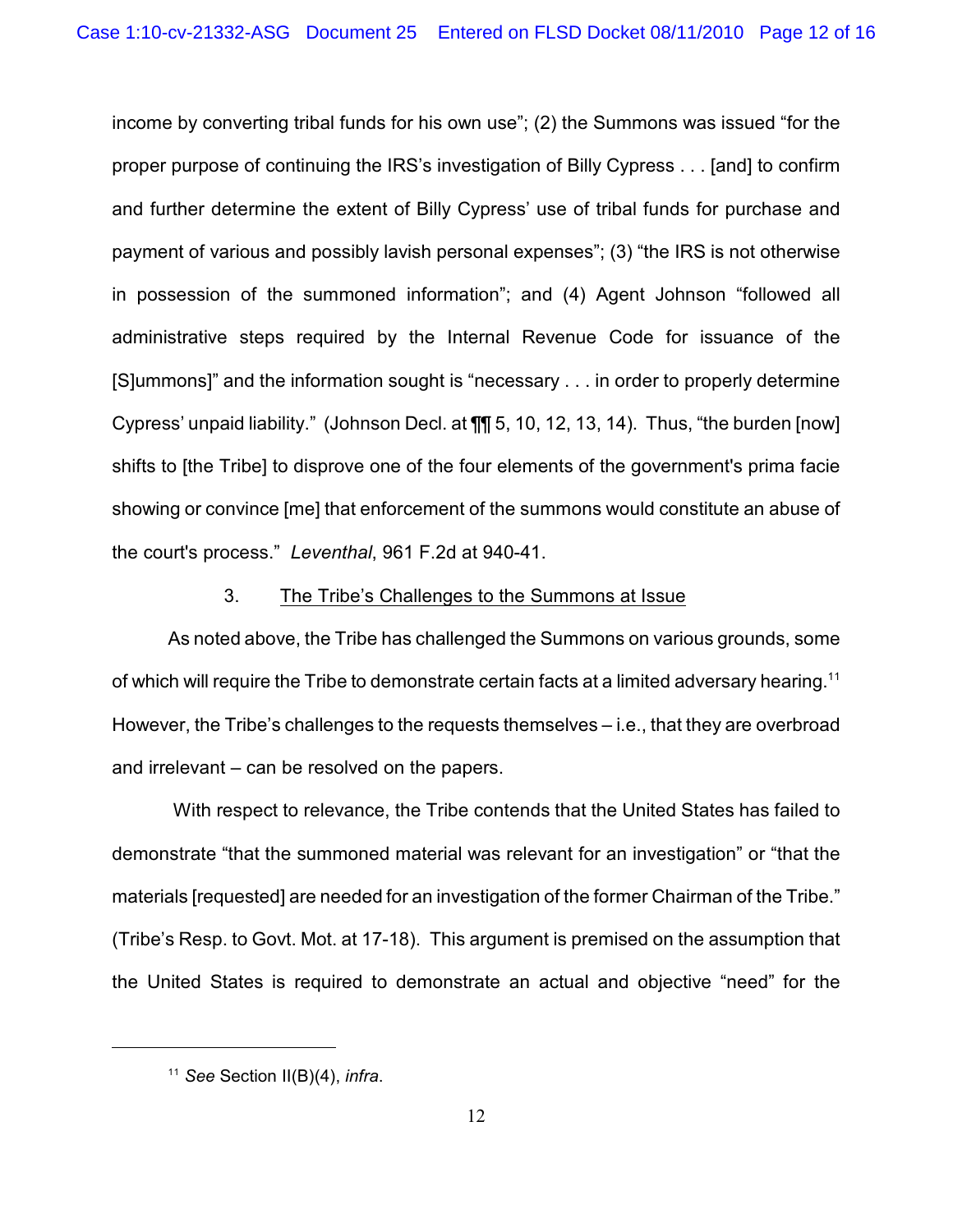income by converting tribal funds for his own use"; (2) the Summons was issued "for the proper purpose of continuing the IRS's investigation of Billy Cypress . . . [and] to confirm and further determine the extent of Billy Cypress' use of tribal funds for purchase and payment of various and possibly lavish personal expenses"; (3) "the IRS is not otherwise in possession of the summoned information"; and (4) Agent Johnson "followed all administrative steps required by the Internal Revenue Code for issuance of the [S]ummons]" and the information sought is "necessary . . . in order to properly determine Cypress' unpaid liability." (Johnson Decl. at ¶¶ 5, 10, 12, 13, 14). Thus, "the burden [now] shifts to [the Tribe] to disprove one of the four elements of the government's prima facie showing or convince [me] that enforcement of the summons would constitute an abuse of the court's process." *Leventhal*, 961 F.2d at 940-41.

3. The Tribe's Challenges to the Summons at Issue

As noted above, the Tribe has challenged the Summons on various grounds, some of which will require the Tribe to demonstrate certain facts at a limited adversary hearing.[11] However, the Tribe's challenges to the requests themselves – i.e., that they are overbroad and irrelevant – can be resolved on the papers.

With respect to relevance, the Tribe contends that the United States has failed to demonstrate "that the summoned material was relevant for an investigation" or "that the materials [requested] are needed for an investigation of the former Chairman of the Tribe." (Tribe's Resp. to Govt. Mot. at 17-18). This argument is premised on the assumption that the United States is required to demonstrate an actual and objective "need" for the

---

[11] *See* Section II(B)(4), *infra*.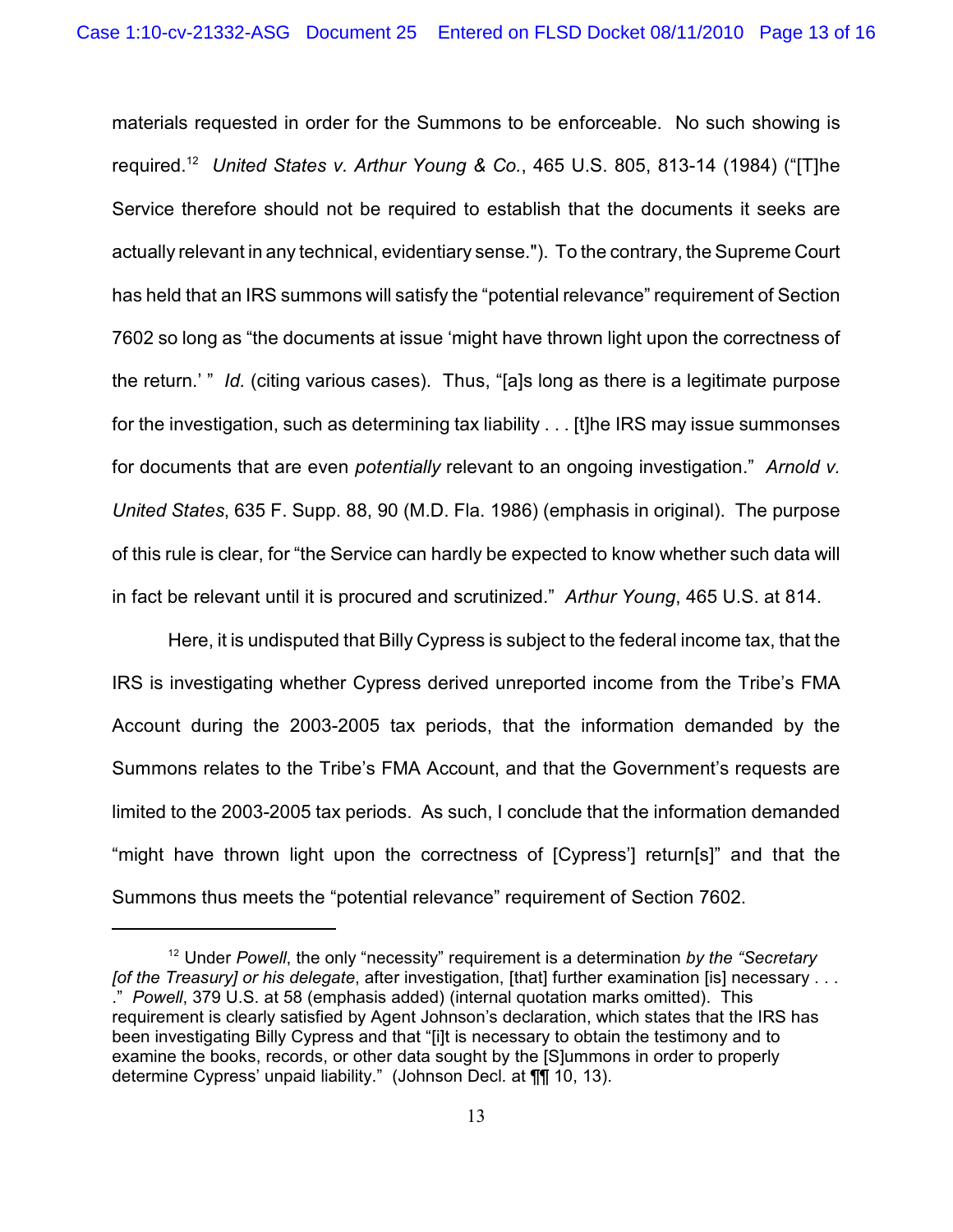materials requested in order for the Summons to be enforceable. No such showing is required.[12] *United States v. Arthur Young & Co.*, 465 U.S. 805, 813-14 (1984) ("[T]he Service therefore should not be required to establish that the documents it seeks are actually relevant in any technical, evidentiary sense."). To the contrary, the Supreme Court has held that an IRS summons will satisfy the "potential relevance" requirement of Section 7602 so long as "the documents at issue 'might have thrown light upon the correctness of the return.' " *Id.* (citing various cases). Thus, "[a]s long as there is a legitimate purpose for the investigation, such as determining tax liability . . . [t]he IRS may issue summonses for documents that are even *potentially* relevant to an ongoing investigation." *Arnold v. United States*, 635 F. Supp. 88, 90 (M.D. Fla. 1986) (emphasis in original). The purpose of this rule is clear, for "the Service can hardly be expected to know whether such data will in fact be relevant until it is procured and scrutinized." *Arthur Young*, 465 U.S. at 814.

Here, it is undisputed that Billy Cypress is subject to the federal income tax, that the IRS is investigating whether Cypress derived unreported income from the Tribe's FMA Account during the 2003-2005 tax periods, that the information demanded by the Summons relates to the Tribe's FMA Account, and that the Government's requests are limited to the 2003-2005 tax periods. As such, I conclude that the information demanded "might have thrown light upon the correctness of [Cypress'] return[s]" and that the Summons thus meets the "potential relevance" requirement of Section 7602.

---

[12] Under *Powell*, the only "necessity" requirement is a determination *by the "Secretary [of the Treasury] or his delegate*, after investigation, [that] further examination [is] necessary . . . ." *Powell*, 379 U.S. at 58 (emphasis added) (internal quotation marks omitted). This requirement is clearly satisfied by Agent Johnson's declaration, which states that the IRS has been investigating Billy Cypress and that "[i]t is necessary to obtain the testimony and to examine the books, records, or other data sought by the [S]ummons in order to properly determine Cypress' unpaid liability." (Johnson Decl. at ¶¶ 10, 13).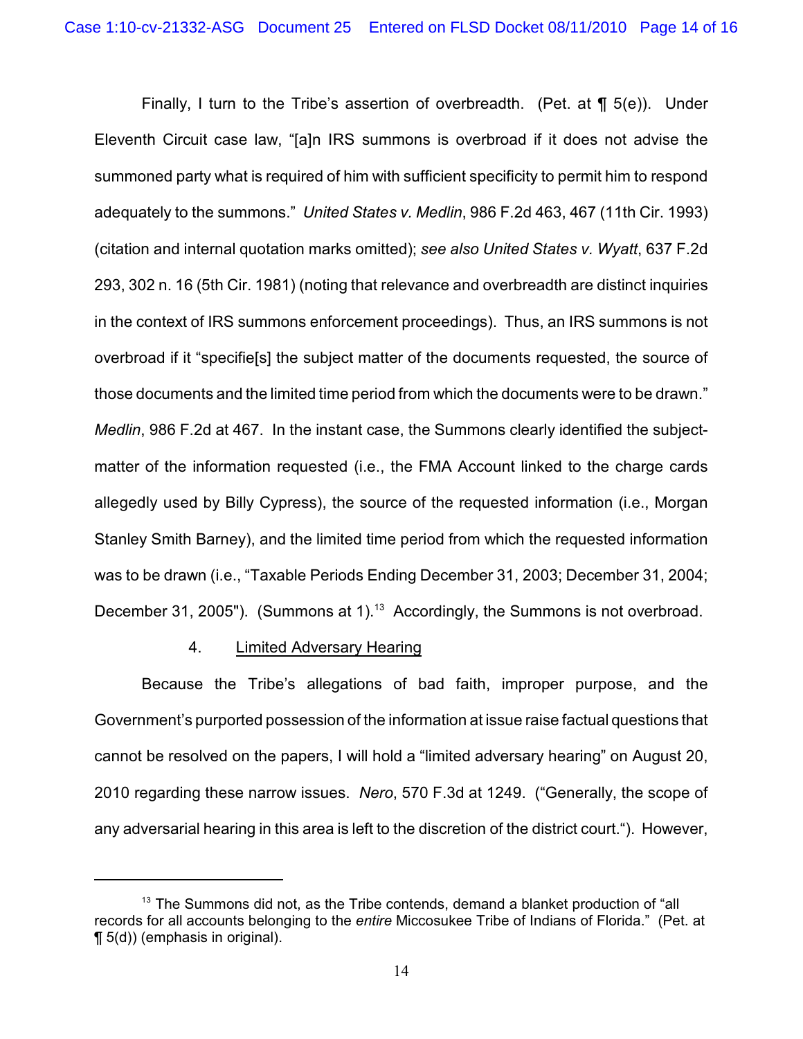Finally, I turn to the Tribe's assertion of overbreadth. (Pet. at ¶ 5(e)). Under Eleventh Circuit case law, "[a]n IRS summons is overbroad if it does not advise the summoned party what is required of him with sufficient specificity to permit him to respond adequately to the summons." *United States v. Medlin*, 986 F.2d 463, 467 (11th Cir. 1993) (citation and internal quotation marks omitted); *see also United States v. Wyatt*, 637 F.2d 293, 302 n. 16 (5th Cir. 1981) (noting that relevance and overbreadth are distinct inquiries in the context of IRS summons enforcement proceedings). Thus, an IRS summons is not overbroad if it "specifie[s] the subject matter of the documents requested, the source of those documents and the limited time period from which the documents were to be drawn." *Medlin*, 986 F.2d at 467. In the instant case, the Summons clearly identified the subject-matter of the information requested (i.e., the FMA Account linked to the charge cards allegedly used by Billy Cypress), the source of the requested information (i.e., Morgan Stanley Smith Barney), and the limited time period from which the requested information was to be drawn (i.e., "Taxable Periods Ending December 31, 2003; December 31, 2004; December 31, 2005"). (Summons at 1).[13] Accordingly, the Summons is not overbroad.

4. Limited Adversary Hearing

Because the Tribe's allegations of bad faith, improper purpose, and the Government's purported possession of the information at issue raise factual questions that cannot be resolved on the papers, I will hold a "limited adversary hearing" on August 20, 2010 regarding these narrow issues. *Nero*, 570 F.3d at 1249. ("Generally, the scope of any adversarial hearing in this area is left to the discretion of the district court."). However,

---

[13] The Summons did not, as the Tribe contends, demand a blanket production of "all records for all accounts belonging to the *entire* Miccosukee Tribe of Indians of Florida." (Pet. at ¶ 5(d)) (emphasis in original).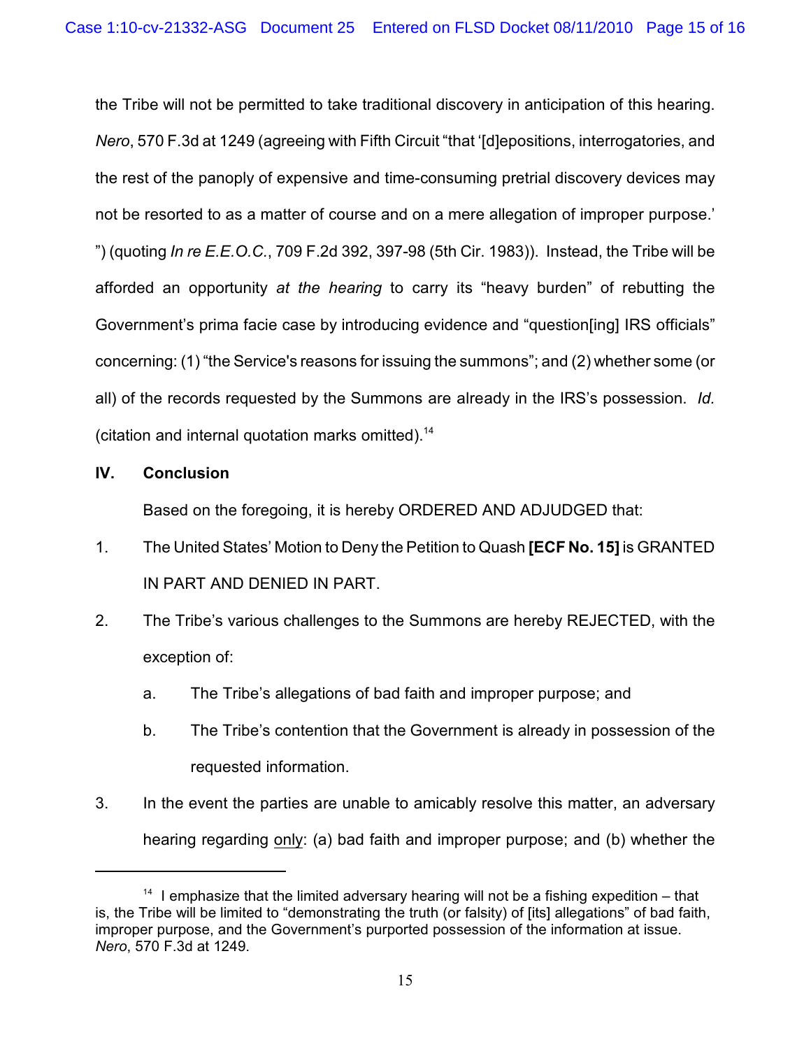the Tribe will not be permitted to take traditional discovery in anticipation of this hearing. *Nero*, 570 F.3d at 1249 (agreeing with Fifth Circuit "that '[d]epositions, interrogatories, and the rest of the panoply of expensive and time-consuming pretrial discovery devices may not be resorted to as a matter of course and on a mere allegation of improper purpose.' ") (quoting *In re E.E.O.C.*, 709 F.2d 392, 397-98 (5th Cir. 1983)). Instead, the Tribe will be afforded an opportunity *at the hearing* to carry its "heavy burden" of rebutting the Government's prima facie case by introducing evidence and "question[ing] IRS officials" concerning: (1) "the Service's reasons for issuing the summons"; and (2) whether some (or all) of the records requested by the Summons are already in the IRS's possession. *Id.* (citation and internal quotation marks omitted).[14]

## IV. Conclusion

Based on the foregoing, it is hereby ORDERED AND ADJUDGED that:

1. The United States' Motion to Deny the Petition to Quash **[ECF No. 15]** is GRANTED IN PART AND DENIED IN PART.
2. The Tribe's various challenges to the Summons are hereby REJECTED, with the exception of:
   a. The Tribe's allegations of bad faith and improper purpose; and
   b. The Tribe's contention that the Government is already in possession of the requested information.
3. In the event the parties are unable to amicably resolve this matter, an adversary hearing regarding <u>only</u>: (a) bad faith and improper purpose; and (b) whether the

---

[14] I emphasize that the limited adversary hearing will not be a fishing expedition – that is, the Tribe will be limited to "demonstrating the truth (or falsity) of [its] allegations" of bad faith, improper purpose, and the Government's purported possession of the information at issue. *Nero*, 570 F.3d at 1249.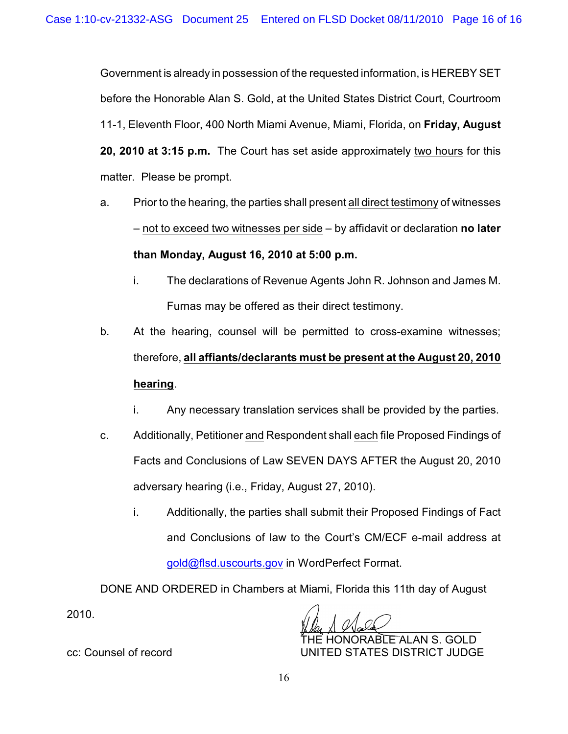Government is already in possession of the requested information, is HEREBY SET before the Honorable Alan S. Gold, at the United States District Court, Courtroom 11-1, Eleventh Floor, 400 North Miami Avenue, Miami, Florida, on **Friday, August 20, 2010 at 3:15 p.m.** The Court has set aside approximately two hours for this matter. Please be prompt.

a. Prior to the hearing, the parties shall present all direct testimony of witnesses – not to exceed two witnesses per side – by affidavit or declaration **no later than Monday, August 16, 2010 at 5:00 p.m.**

   i. The declarations of Revenue Agents John R. Johnson and James M. Furnas may be offered as their direct testimony.

b. At the hearing, counsel will be permitted to cross-examine witnesses; therefore, **all affiants/declarants must be present at the August 20, 2010 hearing**.

   i. Any necessary translation services shall be provided by the parties.

c. Additionally, Petitioner and Respondent shall each file Proposed Findings of Facts and Conclusions of Law SEVEN DAYS AFTER the August 20, 2010 adversary hearing (i.e., Friday, August 27, 2010).

   i. Additionally, the parties shall submit their Proposed Findings of Fact and Conclusions of law to the Court's CM/ECF e-mail address at gold@flsd.uscourts.gov in WordPerfect Format.

DONE AND ORDERED in Chambers at Miami, Florida this 11th day of August 2010.

THE HONORABLE ALAN S. GOLD
UNITED STATES DISTRICT JUDGE

cc: Counsel of record